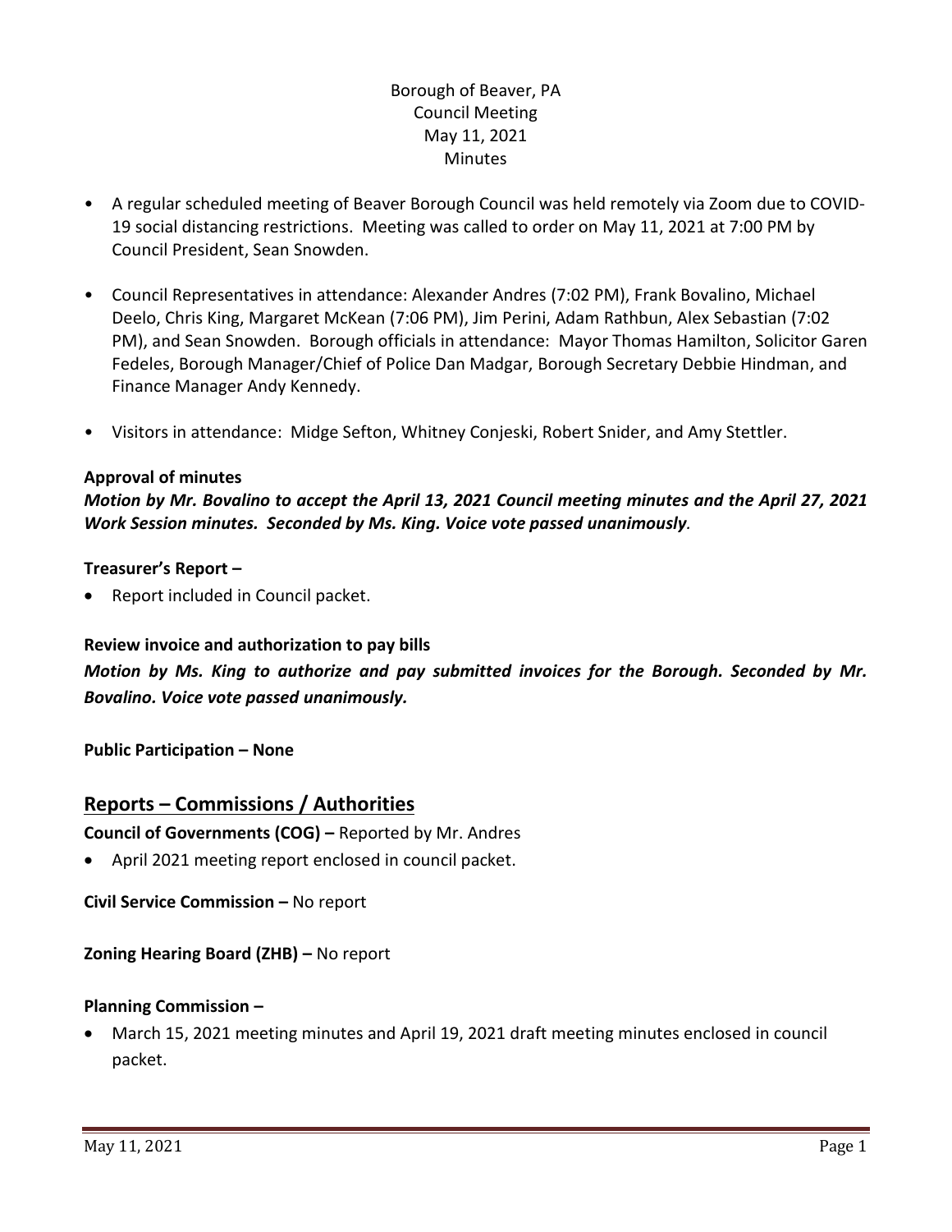Borough of Beaver, PA
Council Meeting
May 11, 2021
Minutes

- A regular scheduled meeting of Beaver Borough Council was held remotely via Zoom due to COVID-19 social distancing restrictions. Meeting was called to order on May 11, 2021 at 7:00 PM by Council President, Sean Snowden.

- Council Representatives in attendance: Alexander Andres (7:02 PM), Frank Bovalino, Michael Deelo, Chris King, Margaret McKean (7:06 PM), Jim Perini, Adam Rathbun, Alex Sebastian (7:02 PM), and Sean Snowden. Borough officials in attendance: Mayor Thomas Hamilton, Solicitor Garen Fedeles, Borough Manager/Chief of Police Dan Madgar, Borough Secretary Debbie Hindman, and Finance Manager Andy Kennedy.

- Visitors in attendance: Midge Sefton, Whitney Conjeski, Robert Snider, and Amy Stettler.

**Approval of minutes**

***Motion by Mr. Bovalino to accept the April 13, 2021 Council meeting minutes and the April 27, 2021 Work Session minutes. Seconded by Ms. King. Voice vote passed unanimously.***

**Treasurer's Report –**

- Report included in Council packet.

**Review invoice and authorization to pay bills**

***Motion by Ms. King to authorize and pay submitted invoices for the Borough. Seconded by Mr. Bovalino. Voice vote passed unanimously.***

**Public Participation – None**

## Reports – Commissions / Authorities

**Council of Governments (COG) –** Reported by Mr. Andres

- April 2021 meeting report enclosed in council packet.

**Civil Service Commission –** No report

**Zoning Hearing Board (ZHB) –** No report

**Planning Commission –**

- March 15, 2021 meeting minutes and April 19, 2021 draft meeting minutes enclosed in council packet.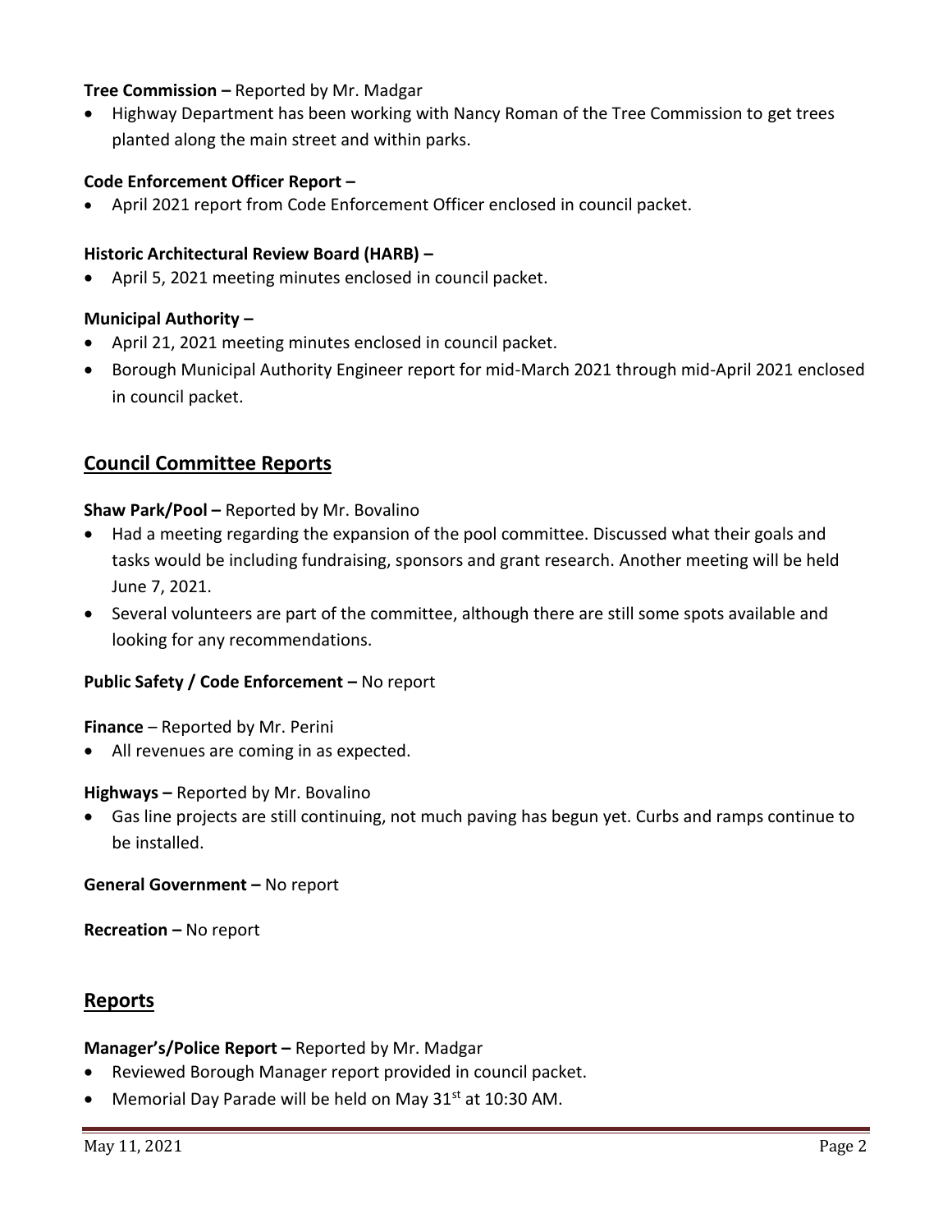**Tree Commission –** Reported by Mr. Madgar

- Highway Department has been working with Nancy Roman of the Tree Commission to get trees planted along the main street and within parks.

**Code Enforcement Officer Report –**

- April 2021 report from Code Enforcement Officer enclosed in council packet.

**Historic Architectural Review Board (HARB) –**

- April 5, 2021 meeting minutes enclosed in council packet.

**Municipal Authority –**

- April 21, 2021 meeting minutes enclosed in council packet.
- Borough Municipal Authority Engineer report for mid-March 2021 through mid-April 2021 enclosed in council packet.

## Council Committee Reports

**Shaw Park/Pool –** Reported by Mr. Bovalino

- Had a meeting regarding the expansion of the pool committee. Discussed what their goals and tasks would be including fundraising, sponsors and grant research. Another meeting will be held June 7, 2021.
- Several volunteers are part of the committee, although there are still some spots available and looking for any recommendations.

**Public Safety / Code Enforcement –** No report

**Finance** – Reported by Mr. Perini

- All revenues are coming in as expected.

**Highways –** Reported by Mr. Bovalino

- Gas line projects are still continuing, not much paving has begun yet. Curbs and ramps continue to be installed.

**General Government –** No report

**Recreation –** No report

## Reports

**Manager's/Police Report –** Reported by Mr. Madgar

- Reviewed Borough Manager report provided in council packet.
- Memorial Day Parade will be held on May 31st at 10:30 AM.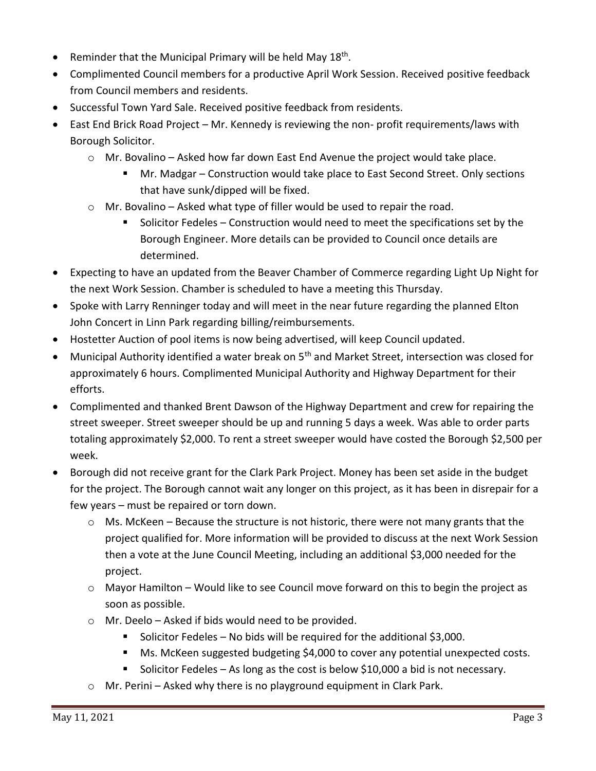- Reminder that the Municipal Primary will be held May 18th.
- Complimented Council members for a productive April Work Session. Received positive feedback from Council members and residents.
- Successful Town Yard Sale. Received positive feedback from residents.
- East End Brick Road Project – Mr. Kennedy is reviewing the non- profit requirements/laws with Borough Solicitor.
  - Mr. Bovalino – Asked how far down East End Avenue the project would take place.
    - Mr. Madgar – Construction would take place to East Second Street. Only sections that have sunk/dipped will be fixed.
  - Mr. Bovalino – Asked what type of filler would be used to repair the road.
    - Solicitor Fedeles – Construction would need to meet the specifications set by the Borough Engineer. More details can be provided to Council once details are determined.
- Expecting to have an updated from the Beaver Chamber of Commerce regarding Light Up Night for the next Work Session. Chamber is scheduled to have a meeting this Thursday.
- Spoke with Larry Renninger today and will meet in the near future regarding the planned Elton John Concert in Linn Park regarding billing/reimbursements.
- Hostetter Auction of pool items is now being advertised, will keep Council updated.
- Municipal Authority identified a water break on 5th and Market Street, intersection was closed for approximately 6 hours. Complimented Municipal Authority and Highway Department for their efforts.
- Complimented and thanked Brent Dawson of the Highway Department and crew for repairing the street sweeper. Street sweeper should be up and running 5 days a week. Was able to order parts totaling approximately $2,000. To rent a street sweeper would have costed the Borough $2,500 per week.
- Borough did not receive grant for the Clark Park Project. Money has been set aside in the budget for the project. The Borough cannot wait any longer on this project, as it has been in disrepair for a few years – must be repaired or torn down.
  - Ms. McKeen – Because the structure is not historic, there were not many grants that the project qualified for. More information will be provided to discuss at the next Work Session then a vote at the June Council Meeting, including an additional $3,000 needed for the project.
  - Mayor Hamilton – Would like to see Council move forward on this to begin the project as soon as possible.
  - Mr. Deelo – Asked if bids would need to be provided.
    - Solicitor Fedeles – No bids will be required for the additional $3,000.
    - Ms. McKeen suggested budgeting $4,000 to cover any potential unexpected costs.
    - Solicitor Fedeles – As long as the cost is below $10,000 a bid is not necessary.
  - Mr. Perini – Asked why there is no playground equipment in Clark Park.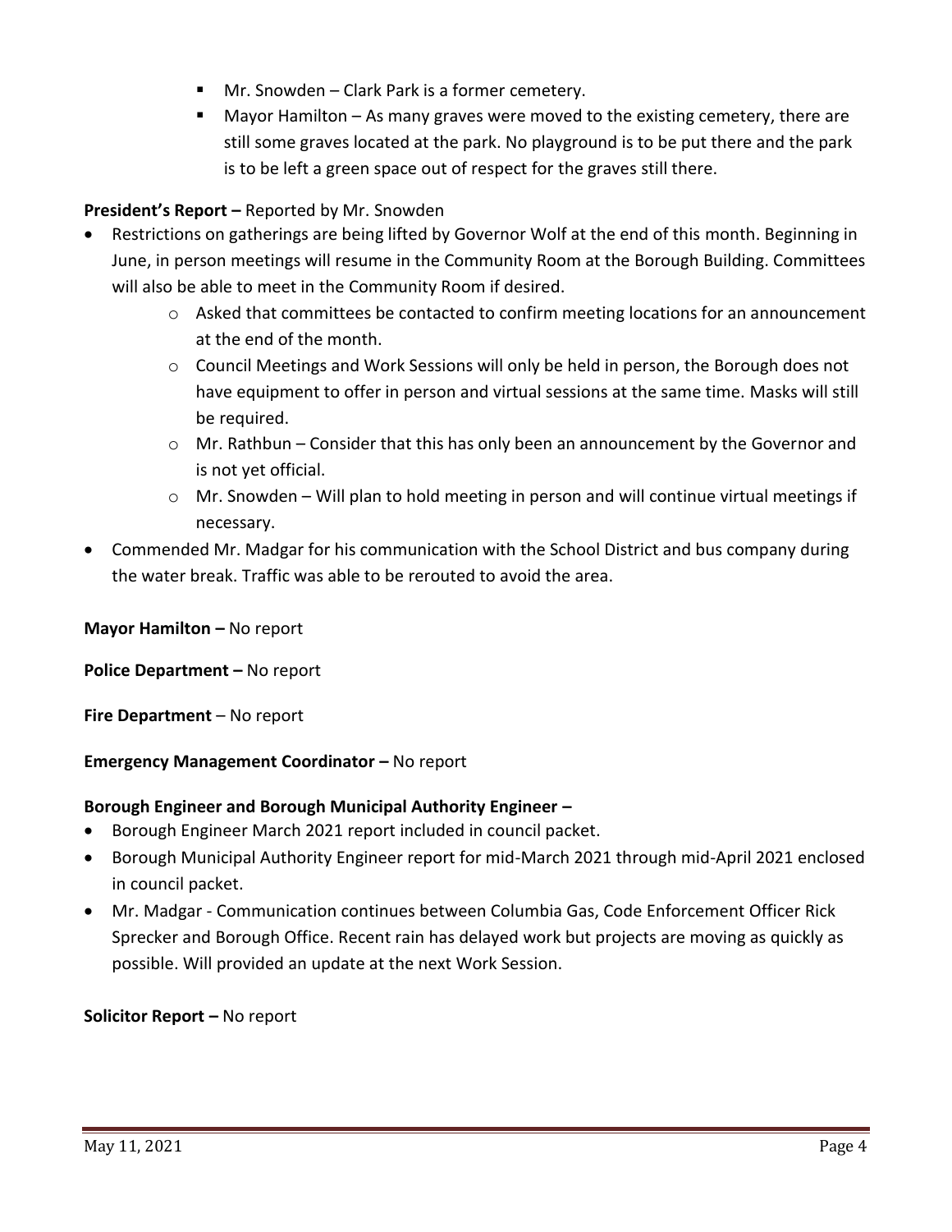- Mr. Snowden – Clark Park is a former cemetery.
    - Mayor Hamilton – As many graves were moved to the existing cemetery, there are still some graves located at the park. No playground is to be put there and the park is to be left a green space out of respect for the graves still there.

**President's Report –** Reported by Mr. Snowden

- Restrictions on gatherings are being lifted by Governor Wolf at the end of this month. Beginning in June, in person meetings will resume in the Community Room at the Borough Building. Committees will also be able to meet in the Community Room if desired.
    - Asked that committees be contacted to confirm meeting locations for an announcement at the end of the month.
    - Council Meetings and Work Sessions will only be held in person, the Borough does not have equipment to offer in person and virtual sessions at the same time. Masks will still be required.
    - Mr. Rathbun – Consider that this has only been an announcement by the Governor and is not yet official.
    - Mr. Snowden – Will plan to hold meeting in person and will continue virtual meetings if necessary.
- Commended Mr. Madgar for his communication with the School District and bus company during the water break. Traffic was able to be rerouted to avoid the area.

**Mayor Hamilton –** No report

**Police Department –** No report

**Fire Department** – No report

**Emergency Management Coordinator –** No report

**Borough Engineer and Borough Municipal Authority Engineer –**

- Borough Engineer March 2021 report included in council packet.
- Borough Municipal Authority Engineer report for mid-March 2021 through mid-April 2021 enclosed in council packet.
- Mr. Madgar - Communication continues between Columbia Gas, Code Enforcement Officer Rick Sprecker and Borough Office. Recent rain has delayed work but projects are moving as quickly as possible. Will provided an update at the next Work Session.

**Solicitor Report –** No report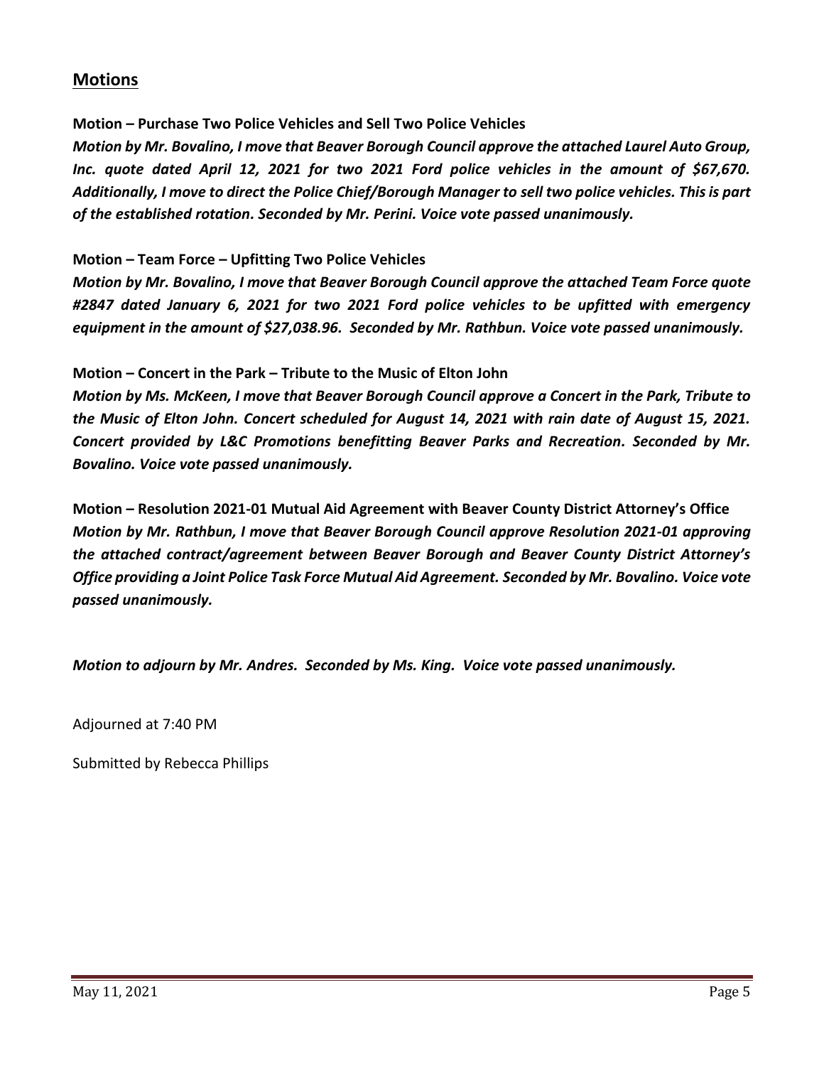## Motions

**Motion – Purchase Two Police Vehicles and Sell Two Police Vehicles**

***Motion by Mr. Bovalino, I move that Beaver Borough Council approve the attached Laurel Auto Group, Inc. quote dated April 12, 2021 for two 2021 Ford police vehicles in the amount of $67,670. Additionally, I move to direct the Police Chief/Borough Manager to sell two police vehicles. This is part of the established rotation. Seconded by Mr. Perini. Voice vote passed unanimously.***

**Motion – Team Force – Upfitting Two Police Vehicles**

***Motion by Mr. Bovalino, I move that Beaver Borough Council approve the attached Team Force quote #2847 dated January 6, 2021 for two 2021 Ford police vehicles to be upfitted with emergency equipment in the amount of $27,038.96. Seconded by Mr. Rathbun. Voice vote passed unanimously.***

**Motion – Concert in the Park – Tribute to the Music of Elton John**

***Motion by Ms. McKeen, I move that Beaver Borough Council approve a Concert in the Park, Tribute to the Music of Elton John. Concert scheduled for August 14, 2021 with rain date of August 15, 2021. Concert provided by L&C Promotions benefitting Beaver Parks and Recreation. Seconded by Mr. Bovalino. Voice vote passed unanimously.***

**Motion – Resolution 2021-01 Mutual Aid Agreement with Beaver County District Attorney's Office**

***Motion by Mr. Rathbun, I move that Beaver Borough Council approve Resolution 2021-01 approving the attached contract/agreement between Beaver Borough and Beaver County District Attorney's Office providing a Joint Police Task Force Mutual Aid Agreement. Seconded by Mr. Bovalino. Voice vote passed unanimously.***

***Motion to adjourn by Mr. Andres. Seconded by Ms. King. Voice vote passed unanimously.***

Adjourned at 7:40 PM

Submitted by Rebecca Phillips